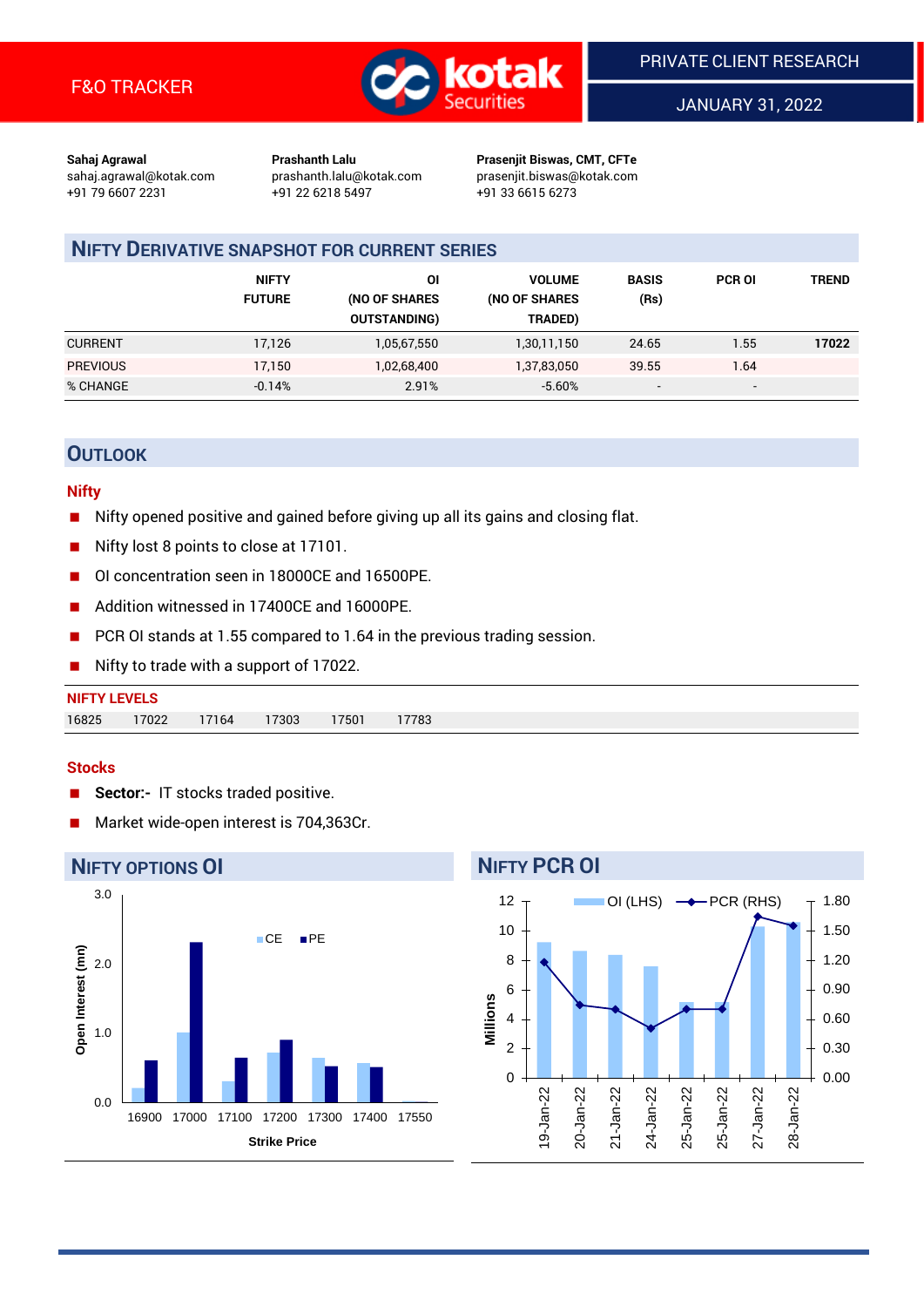F&O TRACKER

PRIVATE CLIENT RESEARCH

JANUARY 31, 2022

**Sahaj Agrawal**
sahaj.agrawal@kotak.com
+91 79 6607 2231

**Prashanth Lalu**
prashanth.lalu@kotak.com
+91 22 6218 5497

**Prasenjit Biswas, CMT, CFTe**
prasenjit.biswas@kotak.com
+91 33 6615 6273

## NIFTY DERIVATIVE SNAPSHOT FOR CURRENT SERIES

| | NIFTY FUTURE | OI (NO OF SHARES OUTSTANDING) | VOLUME (NO OF SHARES TRADED) | BASIS (Rs) | PCR OI | TREND |
|---|---|---|---|---|---|---|
| CURRENT | 17,126 | 1,05,67,550 | 1,30,11,150 | 24.65 | 1.55 | **17022** |
| PREVIOUS | 17,150 | 1,02,68,400 | 1,37,83,050 | 39.55 | 1.64 | |
| % CHANGE | -0.14% | 2.91% | -5.60% | - | - | |

## OUTLOOK

### Nifty

- Nifty opened positive and gained before giving up all its gains and closing flat.
- Nifty lost 8 points to close at 17101.
- OI concentration seen in 18000CE and 16500PE.
- Addition witnessed in 17400CE and 16000PE.
- PCR OI stands at 1.55 compared to 1.64 in the previous trading session.
- Nifty to trade with a support of 17022.

**NIFTY LEVELS**

| 16825 | 17022 | 17164 | 17303 | 17501 | 17783 |
|---|---|---|---|---|---|

### Stocks

- **Sector:-** IT stocks traded positive.
- Market wide-open interest is 704,363Cr.

## NIFTY OPTIONS OI

Open Interest (mn) by Strike Price (CE, PE): 16900, 17000, 17100, 17200, 17300, 17400, 17550

## NIFTY PCR OI

OI (LHS), PCR (RHS) in Millions: 19-Jan-22, 20-Jan-22, 21-Jan-22, 24-Jan-22, 25-Jan-22, 25-Jan-22, 27-Jan-22, 28-Jan-22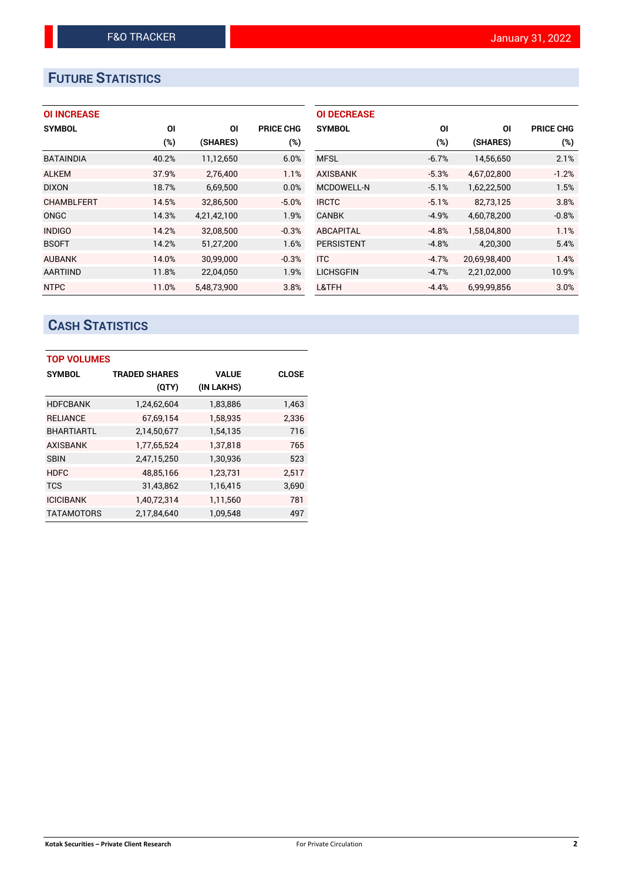# FUTURE STATISTICS

### OI INCREASE

| SYMBOL | OI (%) | OI (SHARES) | PRICE CHG (%) |
|---|---|---|---|
| BATAINDIA | 40.2% | 11,12,650 | 6.0% |
| ALKEM | 37.9% | 2,76,400 | 1.1% |
| DIXON | 18.7% | 6,69,500 | 0.0% |
| CHAMBLFERT | 14.5% | 32,86,500 | -5.0% |
| ONGC | 14.3% | 4,21,42,100 | 1.9% |
| INDIGO | 14.2% | 32,08,500 | -0.3% |
| BSOFT | 14.2% | 51,27,200 | 1.6% |
| AUBANK | 14.0% | 30,99,000 | -0.3% |
| AARTIIND | 11.8% | 22,04,050 | 1.9% |
| NTPC | 11.0% | 5,48,73,900 | 3.8% |

### OI DECREASE

| SYMBOL | OI (%) | OI (SHARES) | PRICE CHG (%) |
|---|---|---|---|
| MFSL | -6.7% | 14,56,650 | 2.1% |
| AXISBANK | -5.3% | 4,67,02,800 | -1.2% |
| MCDOWELL-N | -5.1% | 1,62,22,500 | 1.5% |
| IRCTC | -5.1% | 82,73,125 | 3.8% |
| CANBK | -4.9% | 4,60,78,200 | -0.8% |
| ABCAPITAL | -4.8% | 1,58,04,800 | 1.1% |
| PERSISTENT | -4.8% | 4,20,300 | 5.4% |
| ITC | -4.7% | 20,69,98,400 | 1.4% |
| LICHSGFIN | -4.7% | 2,21,02,000 | 10.9% |
| L&TFH | -4.4% | 6,99,99,856 | 3.0% |

# CASH STATISTICS

### TOP VOLUMES

| SYMBOL | TRADED SHARES (QTY) | VALUE (IN LAKHS) | CLOSE |
|---|---|---|---|
| HDFCBANK | 1,24,62,604 | 1,83,886 | 1,463 |
| RELIANCE | 67,69,154 | 1,58,935 | 2,336 |
| BHARTIARTL | 2,14,50,677 | 1,54,135 | 716 |
| AXISBANK | 1,77,65,524 | 1,37,818 | 765 |
| SBIN | 2,47,15,250 | 1,30,936 | 523 |
| HDFC | 48,85,166 | 1,23,731 | 2,517 |
| TCS | 31,43,862 | 1,16,415 | 3,690 |
| ICICIBANK | 1,40,72,314 | 1,11,560 | 781 |
| TATAMOTORS | 2,17,84,640 | 1,09,548 | 497 |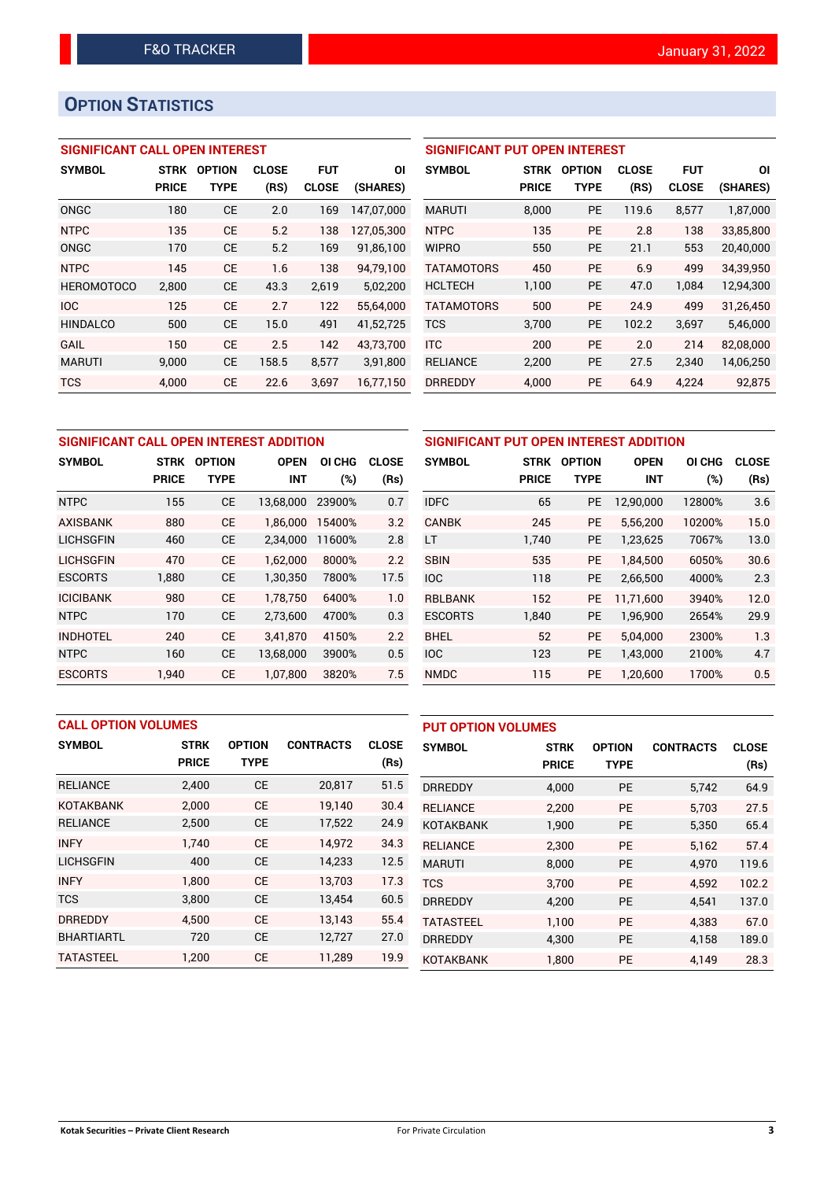F&O TRACKER

January 31, 2022

## OPTION STATISTICS

### SIGNIFICANT CALL OPEN INTEREST

| SYMBOL | STRK PRICE | OPTION TYPE | CLOSE (RS) | FUT CLOSE | OI (SHARES) |
|---|---|---|---|---|---|
| ONGC | 180 | CE | 2.0 | 169 | 147,07,000 |
| NTPC | 135 | CE | 5.2 | 138 | 127,05,300 |
| ONGC | 170 | CE | 5.2 | 169 | 91,86,100 |
| NTPC | 145 | CE | 1.6 | 138 | 94,79,100 |
| HEROMOTOCO | 2,800 | CE | 43.3 | 2,619 | 5,02,200 |
| IOC | 125 | CE | 2.7 | 122 | 55,64,000 |
| HINDALCO | 500 | CE | 15.0 | 491 | 41,52,725 |
| GAIL | 150 | CE | 2.5 | 142 | 43,73,700 |
| MARUTI | 9,000 | CE | 158.5 | 8,577 | 3,91,800 |
| TCS | 4,000 | CE | 22.6 | 3,697 | 16,77,150 |

### SIGNIFICANT PUT OPEN INTEREST

| SYMBOL | STRK PRICE | OPTION TYPE | CLOSE (RS) | FUT CLOSE | OI (SHARES) |
|---|---|---|---|---|---|
| MARUTI | 8,000 | PE | 119.6 | 8,577 | 1,87,000 |
| NTPC | 135 | PE | 2.8 | 138 | 33,85,800 |
| WIPRO | 550 | PE | 21.1 | 553 | 20,40,000 |
| TATAMOTORS | 450 | PE | 6.9 | 499 | 34,39,950 |
| HCLTECH | 1,100 | PE | 47.0 | 1,084 | 12,94,300 |
| TATAMOTORS | 500 | PE | 24.9 | 499 | 31,26,450 |
| TCS | 3,700 | PE | 102.2 | 3,697 | 5,46,000 |
| ITC | 200 | PE | 2.0 | 214 | 82,08,000 |
| RELIANCE | 2,200 | PE | 27.5 | 2,340 | 14,06,250 |
| DRREDDY | 4,000 | PE | 64.9 | 4,224 | 92,875 |

### SIGNIFICANT CALL OPEN INTEREST ADDITION

| SYMBOL | STRK PRICE | OPTION TYPE | OPEN INT | OI CHG (%) | CLOSE (Rs) |
|---|---|---|---|---|---|
| NTPC | 155 | CE | 13,68,000 | 23900% | 0.7 |
| AXISBANK | 880 | CE | 1,86,000 | 15400% | 3.2 |
| LICHSGFIN | 460 | CE | 2,34,000 | 11600% | 2.8 |
| LICHSGFIN | 470 | CE | 1,62,000 | 8000% | 2.2 |
| ESCORTS | 1,880 | CE | 1,30,350 | 7800% | 17.5 |
| ICICIBANK | 980 | CE | 1,78,750 | 6400% | 1.0 |
| NTPC | 170 | CE | 2,73,600 | 4700% | 0.3 |
| INDHOTEL | 240 | CE | 3,41,870 | 4150% | 2.2 |
| NTPC | 160 | CE | 13,68,000 | 3900% | 0.5 |
| ESCORTS | 1,940 | CE | 1,07,800 | 3820% | 7.5 |

### SIGNIFICANT PUT OPEN INTEREST ADDITION

| SYMBOL | STRK PRICE | OPTION TYPE | OPEN INT | OI CHG (%) | CLOSE (Rs) |
|---|---|---|---|---|---|
| IDFC | 65 | PE | 12,90,000 | 12800% | 3.6 |
| CANBK | 245 | PE | 5,56,200 | 10200% | 15.0 |
| LT | 1,740 | PE | 1,23,625 | 7067% | 13.0 |
| SBIN | 535 | PE | 1,84,500 | 6050% | 30.6 |
| IOC | 118 | PE | 2,66,500 | 4000% | 2.3 |
| RBLBANK | 152 | PE | 11,71,600 | 3940% | 12.0 |
| ESCORTS | 1,840 | PE | 1,96,900 | 2654% | 29.9 |
| BHEL | 52 | PE | 5,04,000 | 2300% | 1.3 |
| IOC | 123 | PE | 1,43,000 | 2100% | 4.7 |
| NMDC | 115 | PE | 1,20,600 | 1700% | 0.5 |

### CALL OPTION VOLUMES

| SYMBOL | STRK PRICE | OPTION TYPE | CONTRACTS | CLOSE (Rs) |
|---|---|---|---|---|
| RELIANCE | 2,400 | CE | 20,817 | 51.5 |
| KOTAKBANK | 2,000 | CE | 19,140 | 30.4 |
| RELIANCE | 2,500 | CE | 17,522 | 24.9 |
| INFY | 1,740 | CE | 14,972 | 34.3 |
| LICHSGFIN | 400 | CE | 14,233 | 12.5 |
| INFY | 1,800 | CE | 13,703 | 17.3 |
| TCS | 3,800 | CE | 13,454 | 60.5 |
| DRREDDY | 4,500 | CE | 13,143 | 55.4 |
| BHARTIARTL | 720 | CE | 12,727 | 27.0 |
| TATASTEEL | 1,200 | CE | 11,289 | 19.9 |

### PUT OPTION VOLUMES

| SYMBOL | STRK PRICE | OPTION TYPE | CONTRACTS | CLOSE (Rs) |
|---|---|---|---|---|
| DRREDDY | 4,000 | PE | 5,742 | 64.9 |
| RELIANCE | 2,200 | PE | 5,703 | 27.5 |
| KOTAKBANK | 1,900 | PE | 5,350 | 65.4 |
| RELIANCE | 2,300 | PE | 5,162 | 57.4 |
| MARUTI | 8,000 | PE | 4,970 | 119.6 |
| TCS | 3,700 | PE | 4,592 | 102.2 |
| DRREDDY | 4,200 | PE | 4,541 | 137.0 |
| TATASTEEL | 1,100 | PE | 4,383 | 67.0 |
| DRREDDY | 4,300 | PE | 4,158 | 189.0 |
| KOTAKBANK | 1,800 | PE | 4,149 | 28.3 |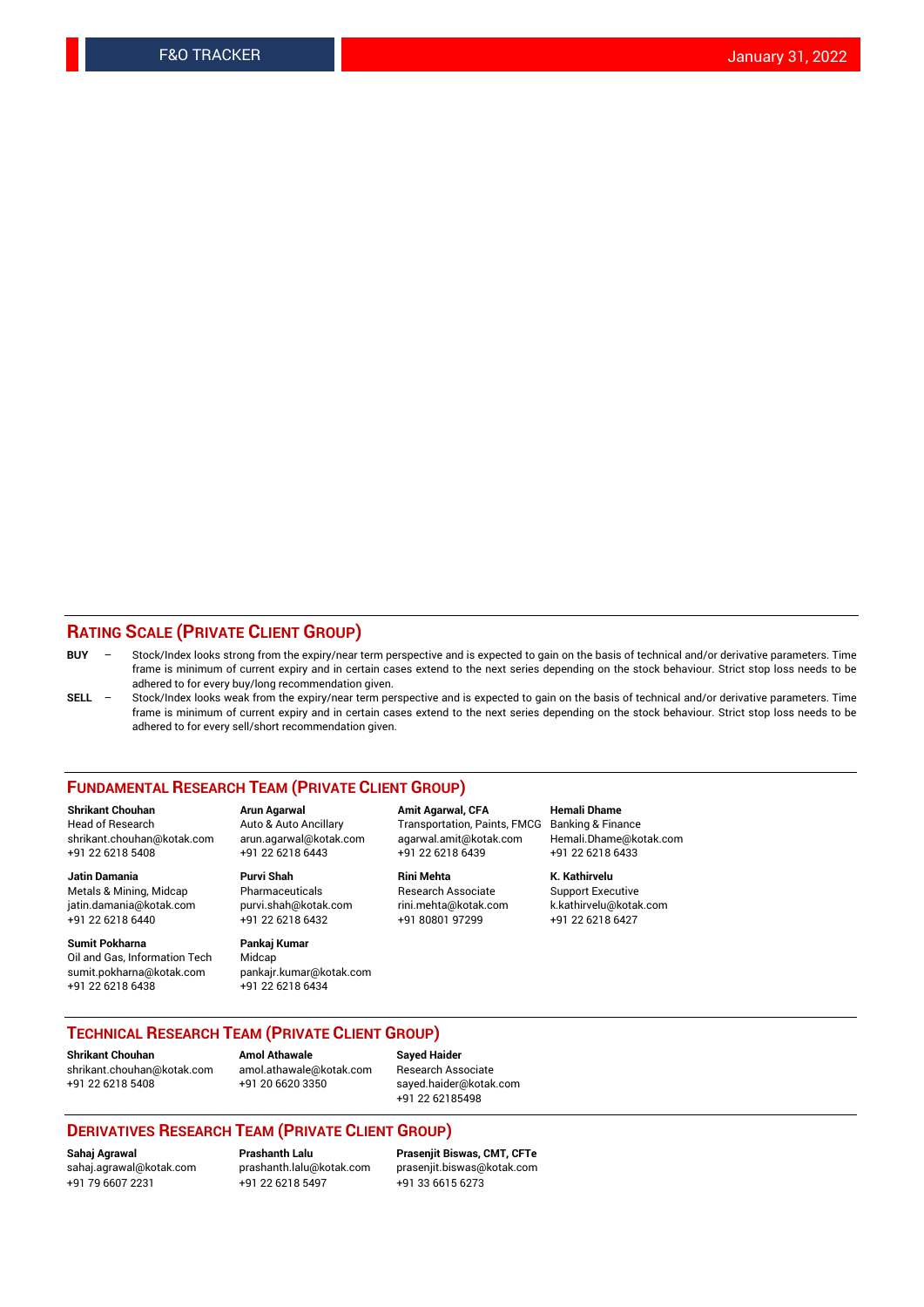## RATING SCALE (PRIVATE CLIENT GROUP)

**BUY** – Stock/Index looks strong from the expiry/near term perspective and is expected to gain on the basis of technical and/or derivative parameters. Time frame is minimum of current expiry and in certain cases extend to the next series depending on the stock behaviour. Strict stop loss needs to be adhered to for every buy/long recommendation given.

**SELL** – Stock/Index looks weak from the expiry/near term perspective and is expected to gain on the basis of technical and/or derivative parameters. Time frame is minimum of current expiry and in certain cases extend to the next series depending on the stock behaviour. Strict stop loss needs to be adhered to for every sell/short recommendation given.

## FUNDAMENTAL RESEARCH TEAM (PRIVATE CLIENT GROUP)

**Shrikant Chouhan**
Head of Research
shrikant.chouhan@kotak.com
+91 22 6218 5408

**Arun Agarwal**
Auto & Auto Ancillary
arun.agarwal@kotak.com
+91 22 6218 6443

**Amit Agarwal, CFA**
Transportation, Paints, FMCG
agarwal.amit@kotak.com
+91 22 6218 6439

**Hemali Dhame**
Banking & Finance
Hemali.Dhame@kotak.com
+91 22 6218 6433

**Jatin Damania**
Metals & Mining, Midcap
jatin.damania@kotak.com
+91 22 6218 6440

**Purvi Shah**
Pharmaceuticals
purvi.shah@kotak.com
+91 22 6218 6432

**Rini Mehta**
Research Associate
rini.mehta@kotak.com
+91 80801 97299

**K. Kathirvelu**
Support Executive
k.kathirvelu@kotak.com
+91 22 6218 6427

**Sumit Pokharna**
Oil and Gas, Information Tech
sumit.pokharna@kotak.com
+91 22 6218 6438

**Pankaj Kumar**
Midcap
pankajr.kumar@kotak.com
+91 22 6218 6434

## TECHNICAL RESEARCH TEAM (PRIVATE CLIENT GROUP)

**Shrikant Chouhan**
shrikant.chouhan@kotak.com
+91 22 6218 5408

**Amol Athawale**
amol.athawale@kotak.com
+91 20 6620 3350

**Sayed Haider**
Research Associate
sayed.haider@kotak.com
+91 22 62185498

## DERIVATIVES RESEARCH TEAM (PRIVATE CLIENT GROUP)

**Sahaj Agrawal**
sahaj.agrawal@kotak.com
+91 79 6607 2231

**Prashanth Lalu**
prashanth.lalu@kotak.com
+91 22 6218 5497

**Prasenjit Biswas, CMT, CFTe**
prasenjit.biswas@kotak.com
+91 33 6615 6273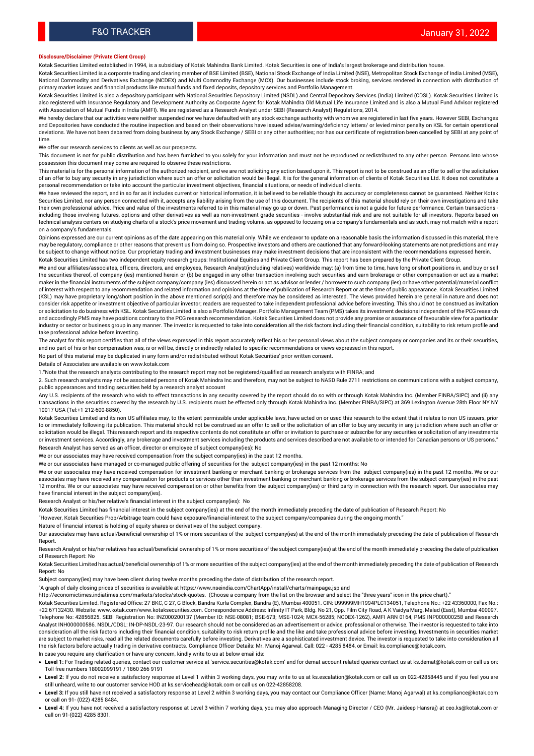#### Disclosure/Disclaimer (Private Client Group)

Kotak Securities Limited established in 1994, is a subsidiary of Kotak Mahindra Bank Limited. Kotak Securities is one of India's largest brokerage and distribution house.

Kotak Securities Limited is a corporate trading and clearing member of BSE Limited (BSE), National Stock Exchange of India Limited (NSE), Metropolitan Stock Exchange of India Limited (MSE), National Commodity and Derivatives Exchange (NCDEX) and Multi Commodity Exchange (MCX). Our businesses include stock broking, services rendered in connection with distribution of primary market issues and financial products like mutual funds and fixed deposits, depository services and Portfolio Management.

Kotak Securities Limited is also a depository participant with National Securities Depository Limited (NSDL) and Central Depository Services (India) Limited (CDSL). Kotak Securities Limited is also registered with Insurance Regulatory and Development Authority as Corporate Agent for Kotak Mahindra Old Mutual Life Insurance Limited and is also a Mutual Fund Advisor registered with Association of Mutual Funds in India (AMFI). We are registered as a Research Analyst under SEBI (Research Analyst) Regulations, 2014.

We hereby declare that our activities were neither suspended nor we have defaulted with any stock exchange authority with whom we are registered in last five years. However SEBI, Exchanges and Depositories have conducted the routine inspection and based on their observations have issued advise/warning/deficiency letters/ or levied minor penalty on KSL for certain operational deviations. We have not been debarred from doing business by any Stock Exchange / SEBI or any other authorities; nor has our certificate of registration been cancelled by SEBI at any point of time.

We offer our research services to clients as well as our prospects.

This document is not for public distribution and has been furnished to you solely for your information and must not be reproduced or redistributed to any other person. Persons into whose possession this document may come are required to observe these restrictions.

This material is for the personal information of the authorized recipient, and we are not soliciting any action based upon it. This report is not to be construed as an offer to sell or the solicitation of an offer to buy any security in any jurisdiction where such an offer or solicitation would be illegal. It is for the general information of clients of Kotak Securities Ltd. It does not constitute a personal recommendation or take into account the particular investment objectives, financial situations, or needs of individual clients.

We have reviewed the report, and in so far as it includes current or historical information, it is believed to be reliable though its accuracy or completeness cannot be guaranteed. Neither Kotak Securities Limited, nor any person connected with it, accepts any liability arising from the use of this document. The recipients of this material should rely on their own investigations and take their own professional advice. Price and value of the investments referred to in this material may go up or down. Past performance is not a guide for future performance. Certain transactions - including those involving futures, options and other derivatives as well as non-investment grade securities - involve substantial risk and are not suitable for all investors. Reports based on technical analysis centers on studying charts of a stock's price movement and trading volume, as opposed to focusing on a company's fundamentals and as such, may not match with a report on a company's fundamentals.

Opinions expressed are our current opinions as of the date appearing on this material only. While we endeavor to update on a reasonable basis the information discussed in this material, there may be regulatory, compliance or other reasons that prevent us from doing so. Prospective investors and others are cautioned that any forward-looking statements are not predictions and may be subject to change without notice. Our proprietary trading and investment businesses may make investment decisions that are inconsistent with the recommendations expressed herein.

Kotak Securities Limited has two independent equity research groups: Institutional Equities and Private Client Group. This report has been prepared by the Private Client Group.

We and our affiliates/associates, officers, directors, and employees, Research Analyst(including relatives) worldwide may: (a) from time to time, have long or short positions in, and buy or sell the securities thereof, of company (ies) mentioned herein or (b) be engaged in any other transaction involving such securities and earn brokerage or other compensation or act as a market maker in the financial instruments of the subject company/company (ies) discussed herein or act as advisor or lender / borrower to such company (ies) or have other potential/material conflict of interest with respect to any recommendation and related information and opinions at the time of publication of Research Report or at the time of public appearance. Kotak Securities Limited (KSL) may have proprietary long/short position in the above mentioned scrip(s) and therefore may be considered as interested. The views provided herein are general in nature and does not consider risk appetite or investment objective of particular investor; readers are requested to take independent professional advice before investing. This should not be construed as invitation or solicitation to do business with KSL. Kotak Securities Limited is also a Portfolio Manager. Portfolio Management Team (PMS) takes its investment decisions independent of the PCG research and accordingly PMS may have positions contrary to the PCG research recommendation. Kotak Securities Limited does not provide any promise or assurance of favourable view for a particular industry or sector or business group in any manner. The investor is requested to take into consideration all the risk factors including their financial condition, suitability to risk return profile and take professional advice before investing.

The analyst for this report certifies that all of the views expressed in this report accurately reflect his or her personal views about the subject company or companies and its or their securities, and no part of his or her compensation was, is or will be, directly or indirectly related to specific recommendations or views expressed in this report.

No part of this material may be duplicated in any form and/or redistributed without Kotak Securities' prior written consent.

Details of Associates are available on www.kotak.com

1."Note that the research analysts contributing to the research report may not be registered/qualified as research analysts with FINRA; and

2. Such research analysts may not be associated persons of Kotak Mahindra Inc and therefore, may not be subject to NASD Rule 2711 restrictions on communications with a subject company, public appearances and trading securities held by a research analyst account

Any U.S. recipients of the research who wish to effect transactions in any security covered by the report should do so with or through Kotak Mahindra Inc. (Member FINRA/SIPC) and (ii) any transactions in the securities covered by the research by U.S. recipients must be effected only through Kotak Mahindra Inc. (Member FINRA/SIPC) at 369 Lexington Avenue 28th Floor NY NY 10017 USA (Tel:+1 212-600-8850).

Kotak Securities Limited and its non US affiliates may, to the extent permissible under applicable laws, have acted on or used this research to the extent that it relates to non US issuers, prior to or immediately following its publication. This material should not be construed as an offer to sell or the solicitation of an offer to buy any security in any jurisdiction where such an offer or solicitation would be illegal. This research report and its respective contents do not constitute an offer or invitation to purchase or subscribe for any securities or solicitation of any investments or investment services. Accordingly, any brokerage and investment services including the products and services described are not available to or intended for Canadian persons or US persons."

Research Analyst has served as an officer, director or employee of subject company(ies): No

We or our associates may have received compensation from the subject company(ies) in the past 12 months.

We or our associates have managed or co-managed public offering of securities for the subject company(ies) in the past 12 months: No

We or our associates may have received compensation for investment banking or merchant banking or brokerage services from the subject company(ies) in the past 12 months. We or our associates may have received any compensation for products or services other than investment banking or merchant banking or brokerage services from the subject company(ies) in the past 12 months. We or our associates may have received compensation or other benefits from the subject company(ies) or third party in connection with the research report. Our associates may have financial interest in the subject company(ies).

Research Analyst or his/her relative's financial interest in the subject company(ies): No

Kotak Securities Limited has financial interest in the subject company(ies) at the end of the month immediately preceding the date of publication of Research Report: No

"However, Kotak Securities Prop/Arbitrage team could have exposure/financial interest to the subject company/companies during the ongoing month."

Nature of financial interest is holding of equity shares or derivatives of the subject company.

Our associates may have actual/beneficial ownership of 1% or more securities of the subject company(ies) at the end of the month immediately preceding the date of publication of Research Report.

Research Analyst or his/her relatives has actual/beneficial ownership of 1% or more securities of the subject company(ies) at the end of the month immediately preceding the date of publication of Research Report: No

Kotak Securities Limited has actual/beneficial ownership of 1% or more securities of the subject company(ies) at the end of the month immediately preceding the date of publication of Research Report: No

Subject company(ies) may have been client during twelve months preceding the date of distribution of the research report.

"A graph of daily closing prices of securities is available at https://www.nseindia.com/ChartApp/install/charts/mainpage.jsp and

http://economictimes.indiatimes.com/markets/stocks/stock-quotes. (Choose a company from the list on the browser and select the "three years" icon in the price chart)."

Kotak Securities Limited. Registered Office: 27 BKC, C 27, G Block, Bandra Kurla Complex, Bandra (E), Mumbai 400051. CIN: U99999MH1994PLC134051, Telephone No.: +22 43360000, Fax No.: +22 67132430. Website: www.kotak.com/www.kotaksecurities.com. Correspondence Address: Infinity IT Park, Bldg. No 21, Opp. Film City Road, A K Vaidya Marg, Malad (East), Mumbai 400097. Telephone No: 42856825. SEBI Registration No: INZ000200137 (Member ID: NSE-08081; BSE-673; MSE-1024; MCX-56285; NCDEX-1262), AMFI ARN 0164, PMS INP000000258 and Research Analyst INH000000586. NSDL/CDSL: IN-DP-NSDL-23-97. Our research should not be considered as an advertisement or advice, professional or otherwise. The investor is requested to take into consideration all the risk factors including their financial condition, suitability to risk return profile and the like and take professional advice before investing. Investments in securities market are subject to market risks, read all the related documents carefully before investing. Derivatives are a sophisticated investment device. The investor is requested to take into consideration all the risk factors before actually trading in derivative contracts. Compliance Officer Details: Mr. Manoj Agarwal. Call: 022 - 4285 8484, or Email: ks.compliance@kotak.com.

In case you require any clarification or have any concern, kindly write to us at below email ids:

- **Level 1:** For Trading related queries, contact our customer service at 'service.securities@kotak.com' and for demat account related queries contact us at ks.demat@kotak.com or call us on: Toll free numbers 18002099191 / 1860 266 9191
- **Level 2:** If you do not receive a satisfactory response at Level 1 within 3 working days, you may write to us at ks.escalation@kotak.com or call us on 022-42858445 and if you feel you are still unheard, write to our customer service HOD at ks.servicehead@kotak.com or call us on 022-42858208.
- **Level 3:** If you still have not received a satisfactory response at Level 2 within 3 working days, you may contact our Compliance Officer (Name: Manoj Agarwal) at ks.compliance@kotak.com or call on 91- (022) 4285 8484.
- **Level 4:** If you have not received a satisfactory response at Level 3 within 7 working days, you may also approach Managing Director / CEO (Mr. Jaideep Hansraj) at ceo.ks@kotak.com or call on 91-(022) 4285 8301.